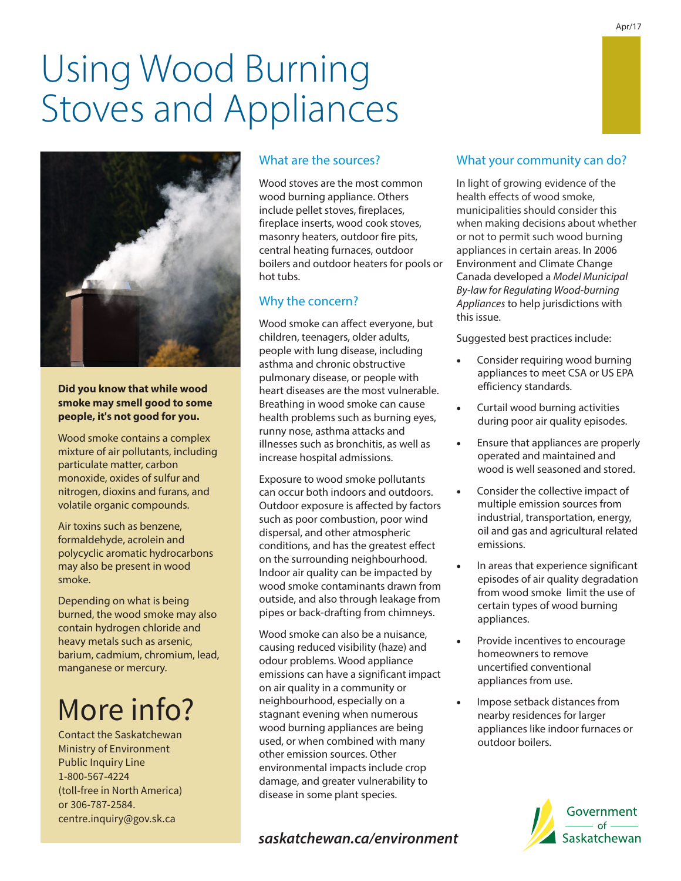Apr/17

# Using Wood Burning Stoves and Appliances

**Did you know that while wood smoke may smell good to some people, it's not good for you.**

Wood smoke contains a complex mixture of air pollutants, including particulate matter, carbon monoxide, oxides of sulfur and nitrogen, dioxins and furans, and volatile organic compounds.

Air toxins such as benzene, formaldehyde, acrolein and polycyclic aromatic hydrocarbons may also be present in wood smoke.

Depending on what is being burned, the wood smoke may also contain hydrogen chloride and heavy metals such as arsenic, barium, cadmium, chromium, lead, manganese or mercury.

# More info?

Contact the Saskatchewan Ministry of Environment Public Inquiry Line
1-800-567-4224
(toll-free in North America)
or 306-787-2584.
centre.inquiry@gov.sk.ca

## What are the sources?

Wood stoves are the most common wood burning appliance. Others include pellet stoves, fireplaces, fireplace inserts, wood cook stoves, masonry heaters, outdoor fire pits, central heating furnaces, outdoor boilers and outdoor heaters for pools or hot tubs.

## Why the concern?

Wood smoke can affect everyone, but children, teenagers, older adults, people with lung disease, including asthma and chronic obstructive pulmonary disease, or people with heart diseases are the most vulnerable. Breathing in wood smoke can cause health problems such as burning eyes, runny nose, asthma attacks and illnesses such as bronchitis, as well as increase hospital admissions.

Exposure to wood smoke pollutants can occur both indoors and outdoors. Outdoor exposure is affected by factors such as poor combustion, poor wind dispersal, and other atmospheric conditions, and has the greatest effect on the surrounding neighbourhood. Indoor air quality can be impacted by wood smoke contaminants drawn from outside, and also through leakage from pipes or back-drafting from chimneys.

Wood smoke can also be a nuisance, causing reduced visibility (haze) and odour problems. Wood appliance emissions can have a significant impact on air quality in a community or neighbourhood, especially on a stagnant evening when numerous wood burning appliances are being used, or when combined with many other emission sources. Other environmental impacts include crop damage, and greater vulnerability to disease in some plant species.

## What your community can do?

In light of growing evidence of the health effects of wood smoke, municipalities should consider this when making decisions about whether or not to permit such wood burning appliances in certain areas. In 2006 Environment and Climate Change Canada developed a *Model Municipal By-law for Regulating Wood-burning Appliances* to help jurisdictions with this issue.

Suggested best practices include:

- Consider requiring wood burning appliances to meet CSA or US EPA efficiency standards.
- Curtail wood burning activities during poor air quality episodes.
- Ensure that appliances are properly operated and maintained and wood is well seasoned and stored.
- Consider the collective impact of multiple emission sources from industrial, transportation, energy, oil and gas and agricultural related emissions.
- In areas that experience significant episodes of air quality degradation from wood smoke limit the use of certain types of wood burning appliances.
- Provide incentives to encourage homeowners to remove uncertified conventional appliances from use.
- Impose setback distances from nearby residences for larger appliances like indoor furnaces or outdoor boilers.

***saskatchewan.ca/environment***

Government of Saskatchewan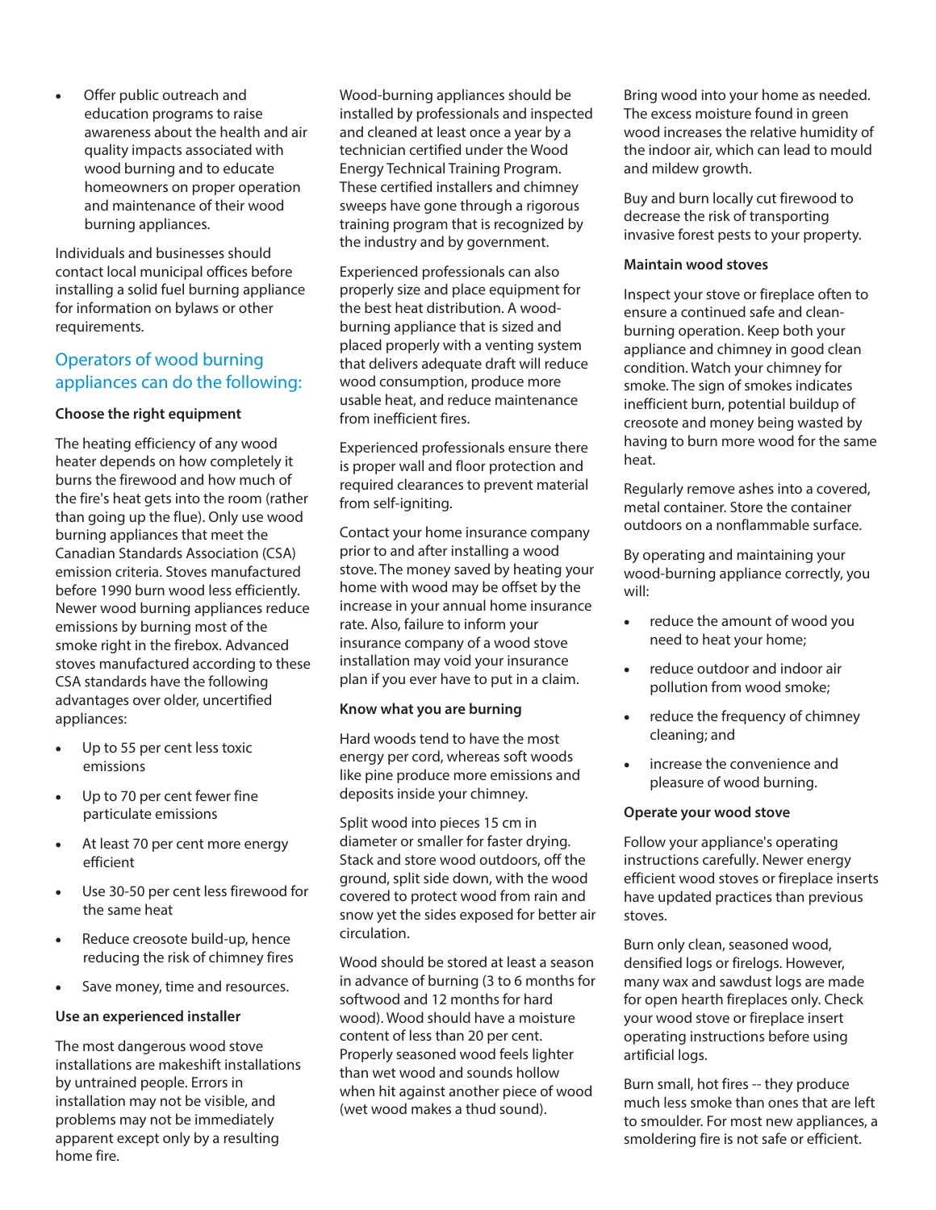- Offer public outreach and education programs to raise awareness about the health and air quality impacts associated with wood burning and to educate homeowners on proper operation and maintenance of their wood burning appliances.

Individuals and businesses should contact local municipal offices before installing a solid fuel burning appliance for information on bylaws or other requirements.

## Operators of wood burning appliances can do the following:

**Choose the right equipment**

The heating efficiency of any wood heater depends on how completely it burns the firewood and how much of the fire's heat gets into the room (rather than going up the flue). Only use wood burning appliances that meet the Canadian Standards Association (CSA) emission criteria. Stoves manufactured before 1990 burn wood less efficiently. Newer wood burning appliances reduce emissions by burning most of the smoke right in the firebox. Advanced stoves manufactured according to these CSA standards have the following advantages over older, uncertified appliances:

- Up to 55 per cent less toxic emissions
- Up to 70 per cent fewer fine particulate emissions
- At least 70 per cent more energy efficient
- Use 30-50 per cent less firewood for the same heat
- Reduce creosote build-up, hence reducing the risk of chimney fires
- Save money, time and resources.

**Use an experienced installer**

The most dangerous wood stove installations are makeshift installations by untrained people. Errors in installation may not be visible, and problems may not be immediately apparent except only by a resulting home fire.

Wood-burning appliances should be installed by professionals and inspected and cleaned at least once a year by a technician certified under the Wood Energy Technical Training Program. These certified installers and chimney sweeps have gone through a rigorous training program that is recognized by the industry and by government.

Experienced professionals can also properly size and place equipment for the best heat distribution. A wood-burning appliance that is sized and placed properly with a venting system that delivers adequate draft will reduce wood consumption, produce more usable heat, and reduce maintenance from inefficient fires.

Experienced professionals ensure there is proper wall and floor protection and required clearances to prevent material from self-igniting.

Contact your home insurance company prior to and after installing a wood stove. The money saved by heating your home with wood may be offset by the increase in your annual home insurance rate. Also, failure to inform your insurance company of a wood stove installation may void your insurance plan if you ever have to put in a claim.

**Know what you are burning**

Hard woods tend to have the most energy per cord, whereas soft woods like pine produce more emissions and deposits inside your chimney.

Split wood into pieces 15 cm in diameter or smaller for faster drying. Stack and store wood outdoors, off the ground, split side down, with the wood covered to protect wood from rain and snow yet the sides exposed for better air circulation.

Wood should be stored at least a season in advance of burning (3 to 6 months for softwood and 12 months for hard wood). Wood should have a moisture content of less than 20 per cent. Properly seasoned wood feels lighter than wet wood and sounds hollow when hit against another piece of wood (wet wood makes a thud sound).

Bring wood into your home as needed. The excess moisture found in green wood increases the relative humidity of the indoor air, which can lead to mould and mildew growth.

Buy and burn locally cut firewood to decrease the risk of transporting invasive forest pests to your property.

**Maintain wood stoves**

Inspect your stove or fireplace often to ensure a continued safe and clean-burning operation. Keep both your appliance and chimney in good clean condition. Watch your chimney for smoke. The sign of smokes indicates inefficient burn, potential buildup of creosote and money being wasted by having to burn more wood for the same heat.

Regularly remove ashes into a covered, metal container. Store the container outdoors on a nonflammable surface.

By operating and maintaining your wood-burning appliance correctly, you will:

- reduce the amount of wood you need to heat your home;
- reduce outdoor and indoor air pollution from wood smoke;
- reduce the frequency of chimney cleaning; and
- increase the convenience and pleasure of wood burning.

**Operate your wood stove**

Follow your appliance's operating instructions carefully. Newer energy efficient wood stoves or fireplace inserts have updated practices than previous stoves.

Burn only clean, seasoned wood, densified logs or firelogs. However, many wax and sawdust logs are made for open hearth fireplaces only. Check your wood stove or fireplace insert operating instructions before using artificial logs.

Burn small, hot fires -- they produce much less smoke than ones that are left to smoulder. For most new appliances, a smoldering fire is not safe or efficient.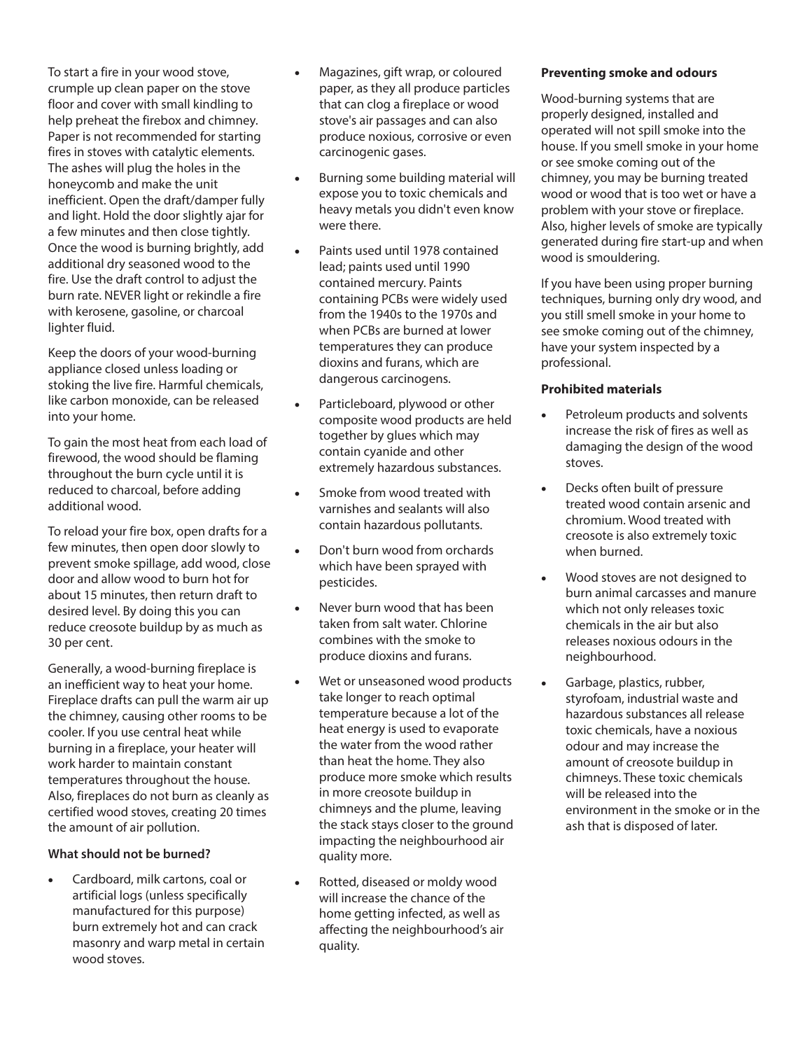To start a fire in your wood stove, crumple up clean paper on the stove floor and cover with small kindling to help preheat the firebox and chimney. Paper is not recommended for starting fires in stoves with catalytic elements. The ashes will plug the holes in the honeycomb and make the unit inefficient. Open the draft/damper fully and light. Hold the door slightly ajar for a few minutes and then close tightly. Once the wood is burning brightly, add additional dry seasoned wood to the fire. Use the draft control to adjust the burn rate. NEVER light or rekindle a fire with kerosene, gasoline, or charcoal lighter fluid.

Keep the doors of your wood-burning appliance closed unless loading or stoking the live fire. Harmful chemicals, like carbon monoxide, can be released into your home.

To gain the most heat from each load of firewood, the wood should be flaming throughout the burn cycle until it is reduced to charcoal, before adding additional wood.

To reload your fire box, open drafts for a few minutes, then open door slowly to prevent smoke spillage, add wood, close door and allow wood to burn hot for about 15 minutes, then return draft to desired level. By doing this you can reduce creosote buildup by as much as 30 per cent.

Generally, a wood-burning fireplace is an inefficient way to heat your home. Fireplace drafts can pull the warm air up the chimney, causing other rooms to be cooler. If you use central heat while burning in a fireplace, your heater will work harder to maintain constant temperatures throughout the house. Also, fireplaces do not burn as cleanly as certified wood stoves, creating 20 times the amount of air pollution.

**What should not be burned?**

- Cardboard, milk cartons, coal or artificial logs (unless specifically manufactured for this purpose) burn extremely hot and can crack masonry and warp metal in certain wood stoves.
- Magazines, gift wrap, or coloured paper, as they all produce particles that can clog a fireplace or wood stove's air passages and can also produce noxious, corrosive or even carcinogenic gases.
- Burning some building material will expose you to toxic chemicals and heavy metals you didn't even know were there.
- Paints used until 1978 contained lead; paints used until 1990 contained mercury. Paints containing PCBs were widely used from the 1940s to the 1970s and when PCBs are burned at lower temperatures they can produce dioxins and furans, which are dangerous carcinogens.
- Particleboard, plywood or other composite wood products are held together by glues which may contain cyanide and other extremely hazardous substances.
- Smoke from wood treated with varnishes and sealants will also contain hazardous pollutants.
- Don't burn wood from orchards which have been sprayed with pesticides.
- Never burn wood that has been taken from salt water. Chlorine combines with the smoke to produce dioxins and furans.
- Wet or unseasoned wood products take longer to reach optimal temperature because a lot of the heat energy is used to evaporate the water from the wood rather than heat the home. They also produce more smoke which results in more creosote buildup in chimneys and the plume, leaving the stack stays closer to the ground impacting the neighbourhood air quality more.
- Rotted, diseased or moldy wood will increase the chance of the home getting infected, as well as affecting the neighbourhood's air quality.

**Preventing smoke and odours**

Wood-burning systems that are properly designed, installed and operated will not spill smoke into the house. If you smell smoke in your home or see smoke coming out of the chimney, you may be burning treated wood or wood that is too wet or have a problem with your stove or fireplace. Also, higher levels of smoke are typically generated during fire start-up and when wood is smouldering.

If you have been using proper burning techniques, burning only dry wood, and you still smell smoke in your home to see smoke coming out of the chimney, have your system inspected by a professional.

**Prohibited materials**

- Petroleum products and solvents increase the risk of fires as well as damaging the design of the wood stoves.
- Decks often built of pressure treated wood contain arsenic and chromium. Wood treated with creosote is also extremely toxic when burned.
- Wood stoves are not designed to burn animal carcasses and manure which not only releases toxic chemicals in the air but also releases noxious odours in the neighbourhood.
- Garbage, plastics, rubber, styrofoam, industrial waste and hazardous substances all release toxic chemicals, have a noxious odour and may increase the amount of creosote buildup in chimneys. These toxic chemicals will be released into the environment in the smoke or in the ash that is disposed of later.